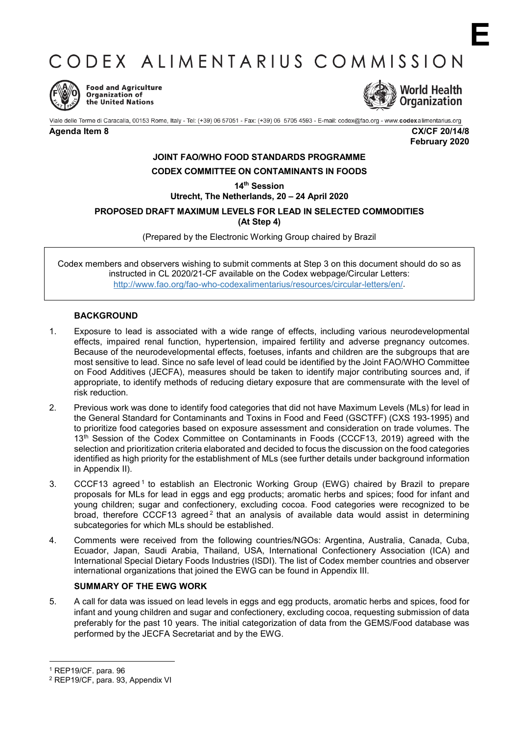E

# CODEX ALIMENTARIUS COMMISSION

Food and Agriculture Organization of the United Nations

World Health Organization

Viale delle Terme di Caracalla, 00153 Rome, Italy - Tel: (+39) 06 57051 - Fax: (+39) 06 5705 4593 - E-mail: codex@fao.org - www.codexalimentarius.org

**Agenda Item 8** **CX/CF 20/14/8**
**February 2020**

**JOINT FAO/WHO FOOD STANDARDS PROGRAMME**

**CODEX COMMITTEE ON CONTAMINANTS IN FOODS**

**14th Session**
**Utrecht, The Netherlands, 20 – 24 April 2020**

**PROPOSED DRAFT MAXIMUM LEVELS FOR LEAD IN SELECTED COMMODITIES**
**(At Step 4)**

(Prepared by the Electronic Working Group chaired by Brazil

Codex members and observers wishing to submit comments at Step 3 on this document should do so as instructed in CL 2020/21-CF available on the Codex webpage/Circular Letters: http://www.fao.org/fao-who-codexalimentarius/resources/circular-letters/en/.

## BACKGROUND

1. Exposure to lead is associated with a wide range of effects, including various neurodevelopmental effects, impaired renal function, hypertension, impaired fertility and adverse pregnancy outcomes. Because of the neurodevelopmental effects, foetuses, infants and children are the subgroups that are most sensitive to lead. Since no safe level of lead could be identified by the Joint FAO/WHO Committee on Food Additives (JECFA), measures should be taken to identify major contributing sources and, if appropriate, to identify methods of reducing dietary exposure that are commensurate with the level of risk reduction.

2. Previous work was done to identify food categories that did not have Maximum Levels (MLs) for lead in the General Standard for Contaminants and Toxins in Food and Feed (GSCTFF) (CXS 193-1995) and to prioritize food categories based on exposure assessment and consideration on trade volumes. The 13th Session of the Codex Committee on Contaminants in Foods (CCCF13, 2019) agreed with the selection and prioritization criteria elaborated and decided to focus the discussion on the food categories identified as high priority for the establishment of MLs (see further details under background information in Appendix II).

3. CCCF13 agreed[1] to establish an Electronic Working Group (EWG) chaired by Brazil to prepare proposals for MLs for lead in eggs and egg products; aromatic herbs and spices; food for infant and young children; sugar and confectionery, excluding cocoa. Food categories were recognized to be broad, therefore CCCF13 agreed[2] that an analysis of available data would assist in determining subcategories for which MLs should be established.

4. Comments were received from the following countries/NGOs: Argentina, Australia, Canada, Cuba, Ecuador, Japan, Saudi Arabia, Thailand, USA, International Confectionery Association (ICA) and International Special Dietary Foods Industries (ISDI). The list of Codex member countries and observer international organizations that joined the EWG can be found in Appendix III.

## SUMMARY OF THE EWG WORK

5. A call for data was issued on lead levels in eggs and egg products, aromatic herbs and spices, food for infant and young children and sugar and confectionery, excluding cocoa, requesting submission of data preferably for the past 10 years. The initial categorization of data from the GEMS/Food database was performed by the JECFA Secretariat and by the EWG.

[1] REP19/CF. para. 96

[2] REP19/CF, para. 93, Appendix VI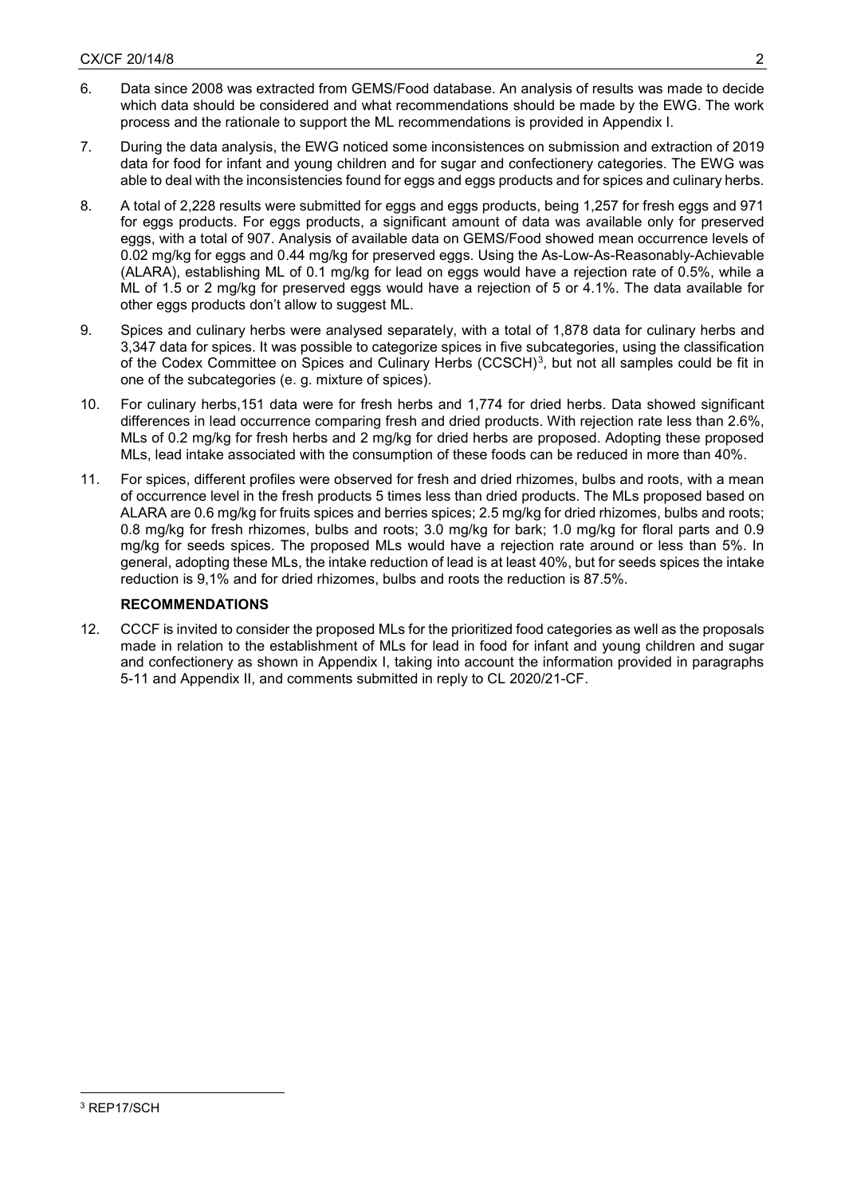6. Data since 2008 was extracted from GEMS/Food database. An analysis of results was made to decide which data should be considered and what recommendations should be made by the EWG. The work process and the rationale to support the ML recommendations is provided in Appendix I.

7. During the data analysis, the EWG noticed some inconsistences on submission and extraction of 2019 data for food for infant and young children and for sugar and confectionery categories. The EWG was able to deal with the inconsistencies found for eggs and eggs products and for spices and culinary herbs.

8. A total of 2,228 results were submitted for eggs and eggs products, being 1,257 for fresh eggs and 971 for eggs products. For eggs products, a significant amount of data was available only for preserved eggs, with a total of 907. Analysis of available data on GEMS/Food showed mean occurrence levels of 0.02 mg/kg for eggs and 0.44 mg/kg for preserved eggs. Using the As-Low-As-Reasonably-Achievable (ALARA), establishing ML of 0.1 mg/kg for lead on eggs would have a rejection rate of 0.5%, while a ML of 1.5 or 2 mg/kg for preserved eggs would have a rejection of 5 or 4.1%. The data available for other eggs products don't allow to suggest ML.

9. Spices and culinary herbs were analysed separately, with a total of 1,878 data for culinary herbs and 3,347 data for spices. It was possible to categorize spices in five subcategories, using the classification of the Codex Committee on Spices and Culinary Herbs (CCSCH)[3], but not all samples could be fit in one of the subcategories (e. g. mixture of spices).

10. For culinary herbs,151 data were for fresh herbs and 1,774 for dried herbs. Data showed significant differences in lead occurrence comparing fresh and dried products. With rejection rate less than 2.6%, MLs of 0.2 mg/kg for fresh herbs and 2 mg/kg for dried herbs are proposed. Adopting these proposed MLs, lead intake associated with the consumption of these foods can be reduced in more than 40%.

11. For spices, different profiles were observed for fresh and dried rhizomes, bulbs and roots, with a mean of occurrence level in the fresh products 5 times less than dried products. The MLs proposed based on ALARA are 0.6 mg/kg for fruits spices and berries spices; 2.5 mg/kg for dried rhizomes, bulbs and roots; 0.8 mg/kg for fresh rhizomes, bulbs and roots; 3.0 mg/kg for bark; 1.0 mg/kg for floral parts and 0.9 mg/kg for seeds spices. The proposed MLs would have a rejection rate around or less than 5%. In general, adopting these MLs, the intake reduction of lead is at least 40%, but for seeds spices the intake reduction is 9,1% and for dried rhizomes, bulbs and roots the reduction is 87.5%.

### RECOMMENDATIONS

12. CCCF is invited to consider the proposed MLs for the prioritized food categories as well as the proposals made in relation to the establishment of MLs for lead in food for infant and young children and sugar and confectionery as shown in Appendix I, taking into account the information provided in paragraphs 5-11 and Appendix II, and comments submitted in reply to CL 2020/21-CF.

---

[3] REP17/SCH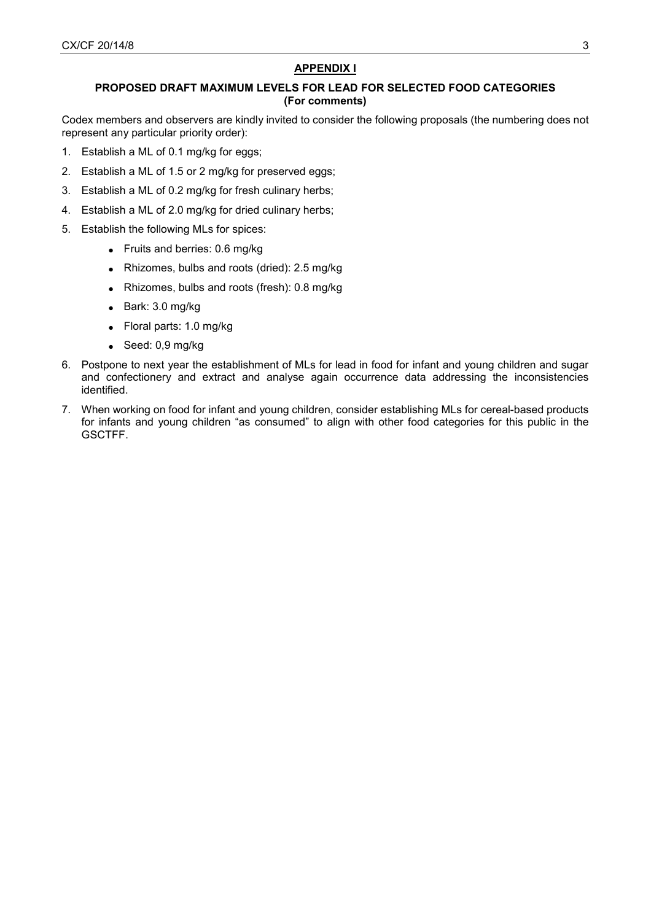## APPENDIX I

### PROPOSED DRAFT MAXIMUM LEVELS FOR LEAD FOR SELECTED FOOD CATEGORIES (For comments)

Codex members and observers are kindly invited to consider the following proposals (the numbering does not represent any particular priority order):

1. Establish a ML of 0.1 mg/kg for eggs;
2. Establish a ML of 1.5 or 2 mg/kg for preserved eggs;
3. Establish a ML of 0.2 mg/kg for fresh culinary herbs;
4. Establish a ML of 2.0 mg/kg for dried culinary herbs;
5. Establish the following MLs for spices:
   - Fruits and berries: 0.6 mg/kg
   - Rhizomes, bulbs and roots (dried): 2.5 mg/kg
   - Rhizomes, bulbs and roots (fresh): 0.8 mg/kg
   - Bark: 3.0 mg/kg
   - Floral parts: 1.0 mg/kg
   - Seed: 0,9 mg/kg
6. Postpone to next year the establishment of MLs for lead in food for infant and young children and sugar and confectionery and extract and analyse again occurrence data addressing the inconsistencies identified.
7. When working on food for infant and young children, consider establishing MLs for cereal-based products for infants and young children "as consumed" to align with other food categories for this public in the GSCTFF.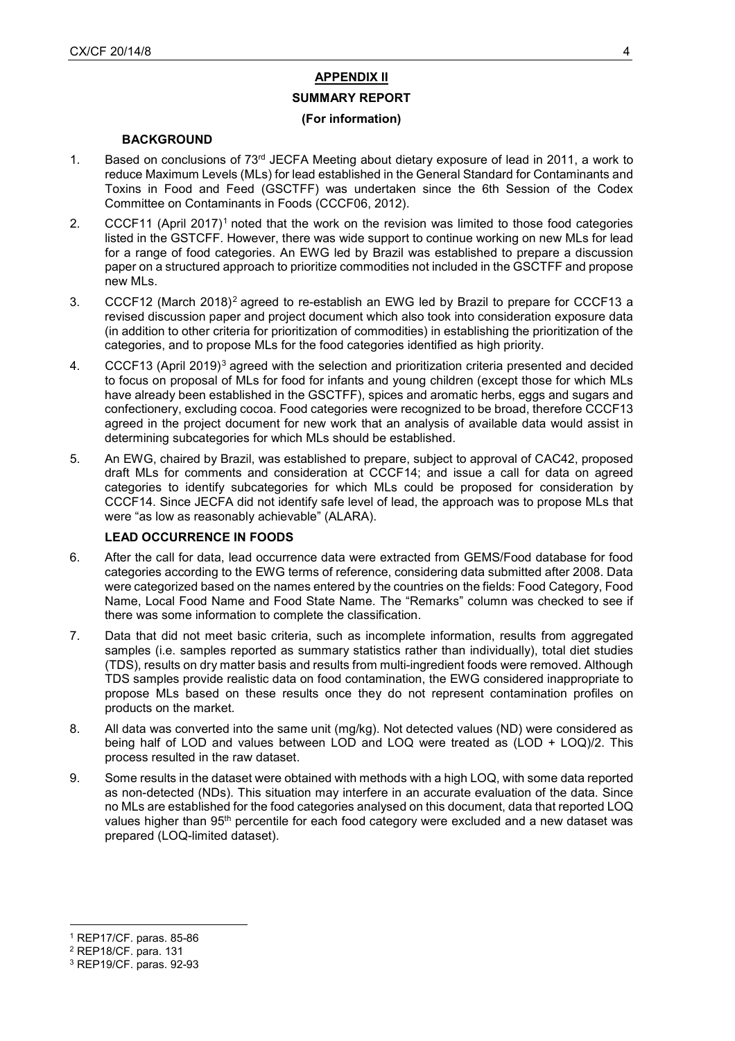## APPENDIX II

## SUMMARY REPORT

**(For information)**

### BACKGROUND

1. Based on conclusions of 73rd JECFA Meeting about dietary exposure of lead in 2011, a work to reduce Maximum Levels (MLs) for lead established in the General Standard for Contaminants and Toxins in Food and Feed (GSCTFF) was undertaken since the 6th Session of the Codex Committee on Contaminants in Foods (CCCF06, 2012).
2. CCCF11 (April 2017)[1] noted that the work on the revision was limited to those food categories listed in the GSTCFF. However, there was wide support to continue working on new MLs for lead for a range of food categories. An EWG led by Brazil was established to prepare a discussion paper on a structured approach to prioritize commodities not included in the GSCTFF and propose new MLs.
3. CCCF12 (March 2018)[2] agreed to re-establish an EWG led by Brazil to prepare for CCCF13 a revised discussion paper and project document which also took into consideration exposure data (in addition to other criteria for prioritization of commodities) in establishing the prioritization of the categories, and to propose MLs for the food categories identified as high priority.
4. CCCF13 (April 2019)[3] agreed with the selection and prioritization criteria presented and decided to focus on proposal of MLs for food for infants and young children (except those for which MLs have already been established in the GSCTFF), spices and aromatic herbs, eggs and sugars and confectionery, excluding cocoa. Food categories were recognized to be broad, therefore CCCF13 agreed in the project document for new work that an analysis of available data would assist in determining subcategories for which MLs should be established.
5. An EWG, chaired by Brazil, was established to prepare, subject to approval of CAC42, proposed draft MLs for comments and consideration at CCCF14; and issue a call for data on agreed categories to identify subcategories for which MLs could be proposed for consideration by CCCF14. Since JECFA did not identify safe level of lead, the approach was to propose MLs that were "as low as reasonably achievable" (ALARA).

### LEAD OCCURRENCE IN FOODS

6. After the call for data, lead occurrence data were extracted from GEMS/Food database for food categories according to the EWG terms of reference, considering data submitted after 2008. Data were categorized based on the names entered by the countries on the fields: Food Category, Food Name, Local Food Name and Food State Name. The "Remarks" column was checked to see if there was some information to complete the classification.
7. Data that did not meet basic criteria, such as incomplete information, results from aggregated samples (i.e. samples reported as summary statistics rather than individually), total diet studies (TDS), results on dry matter basis and results from multi-ingredient foods were removed. Although TDS samples provide realistic data on food contamination, the EWG considered inappropriate to propose MLs based on these results once they do not represent contamination profiles on products on the market.
8. All data was converted into the same unit (mg/kg). Not detected values (ND) were considered as being half of LOD and values between LOD and LOQ were treated as (LOD + LOQ)/2. This process resulted in the raw dataset.
9. Some results in the dataset were obtained with methods with a high LOQ, with some data reported as non-detected (NDs). This situation may interfere in an accurate evaluation of the data. Since no MLs are established for the food categories analysed on this document, data that reported LOQ values higher than 95th percentile for each food category were excluded and a new dataset was prepared (LOQ-limited dataset).

---

[1] REP17/CF. paras. 85-86

[2] REP18/CF. para. 131

[3] REP19/CF. paras. 92-93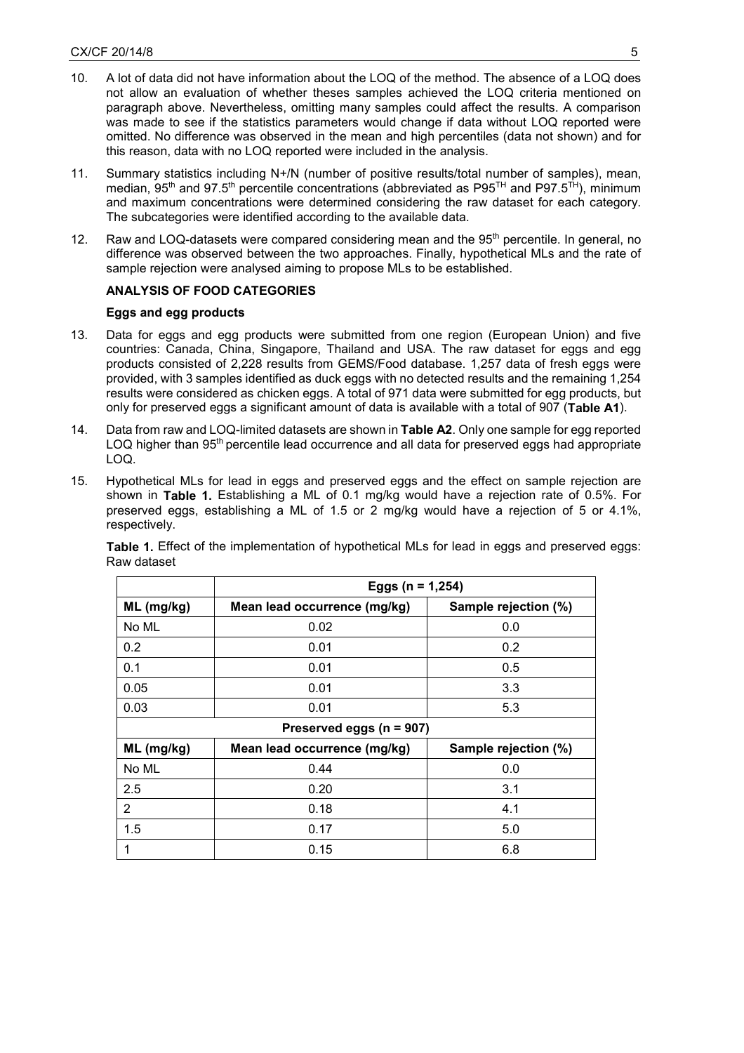10. A lot of data did not have information about the LOQ of the method. The absence of a LOQ does not allow an evaluation of whether theses samples achieved the LOQ criteria mentioned on paragraph above. Nevertheless, omitting many samples could affect the results. A comparison was made to see if the statistics parameters would change if data without LOQ reported were omitted. No difference was observed in the mean and high percentiles (data not shown) and for this reason, data with no LOQ reported were included in the analysis.

11. Summary statistics including N+/N (number of positive results/total number of samples), mean, median, 95$^{th}$ and 97.5$^{th}$ percentile concentrations (abbreviated as P95$^{TH}$ and P97.5$^{TH}$), minimum and maximum concentrations were determined considering the raw dataset for each category. The subcategories were identified according to the available data.

12. Raw and LOQ-datasets were compared considering mean and the 95$^{th}$ percentile. In general, no difference was observed between the two approaches. Finally, hypothetical MLs and the rate of sample rejection were analysed aiming to propose MLs to be established.

**ANALYSIS OF FOOD CATEGORIES**

**Eggs and egg products**

13. Data for eggs and egg products were submitted from one region (European Union) and five countries: Canada, China, Singapore, Thailand and USA. The raw dataset for eggs and egg products consisted of 2,228 results from GEMS/Food database. 1,257 data of fresh eggs were provided, with 3 samples identified as duck eggs with no detected results and the remaining 1,254 results were considered as chicken eggs. A total of 971 data were submitted for egg products, but only for preserved eggs a significant amount of data is available with a total of 907 (**Table A1**).

14. Data from raw and LOQ-limited datasets are shown in **Table A2**. Only one sample for egg reported LOQ higher than 95$^{th}$ percentile lead occurrence and all data for preserved eggs had appropriate LOQ.

15. Hypothetical MLs for lead in eggs and preserved eggs and the effect on sample rejection are shown in **Table 1.** Establishing a ML of 0.1 mg/kg would have a rejection rate of 0.5%. For preserved eggs, establishing a ML of 1.5 or 2 mg/kg would have a rejection of 5 or 4.1%, respectively.

**Table 1.** Effect of the implementation of hypothetical MLs for lead in eggs and preserved eggs: Raw dataset

| | **Eggs (n = 1,254)** | |
|---|---|---|
| **ML (mg/kg)** | **Mean lead occurrence (mg/kg)** | **Sample rejection (%)** |
| No ML | 0.02 | 0.0 |
| 0.2 | 0.01 | 0.2 |
| 0.1 | 0.01 | 0.5 |
| 0.05 | 0.01 | 3.3 |
| 0.03 | 0.01 | 5.3 |
| | **Preserved eggs (n = 907)** | |
| **ML (mg/kg)** | **Mean lead occurrence (mg/kg)** | **Sample rejection (%)** |
| No ML | 0.44 | 0.0 |
| 2.5 | 0.20 | 3.1 |
| 2 | 0.18 | 4.1 |
| 1.5 | 0.17 | 5.0 |
| 1 | 0.15 | 6.8 |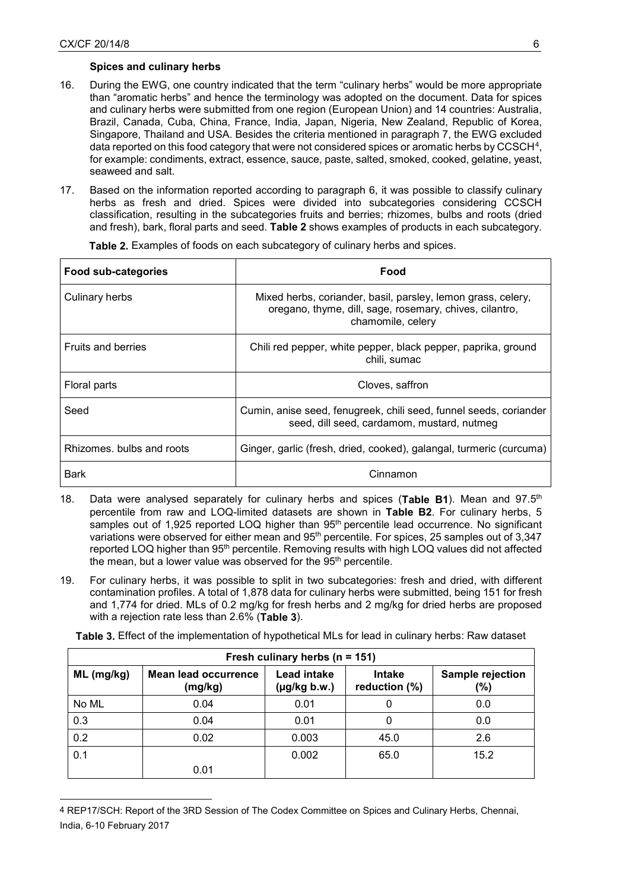### Spices and culinary herbs

16. During the EWG, one country indicated that the term "culinary herbs" would be more appropriate than "aromatic herbs" and hence the terminology was adopted on the document. Data for spices and culinary herbs were submitted from one region (European Union) and 14 countries: Australia, Brazil, Canada, Cuba, China, France, India, Japan, Nigeria, New Zealand, Republic of Korea, Singapore, Thailand and USA. Besides the criteria mentioned in paragraph 7, the EWG excluded data reported on this food category that were not considered spices or aromatic herbs by CCSCH[4], for example: condiments, extract, essence, sauce, paste, salted, smoked, cooked, gelatine, yeast, seaweed and salt.

17. Based on the information reported according to paragraph 6, it was possible to classify culinary herbs as fresh and dried. Spices were divided into subcategories considering CCSCH classification, resulting in the subcategories fruits and berries; rhizomes, bulbs and roots (dried and fresh), bark, floral parts and seed. **Table 2** shows examples of products in each subcategory.

**Table 2.** Examples of foods on each subcategory of culinary herbs and spices.

| Food sub-categories | Food |
|---|---|
| Culinary herbs | Mixed herbs, coriander, basil, parsley, lemon grass, celery, oregano, thyme, dill, sage, rosemary, chives, cilantro, chamomile, celery |
| Fruits and berries | Chili red pepper, white pepper, black pepper, paprika, ground chili, sumac |
| Floral parts | Cloves, saffron |
| Seed | Cumin, anise seed, fenugreek, chili seed, funnel seeds, coriander seed, dill seed, cardamom, mustard, nutmeg |
| Rhizomes. bulbs and roots | Ginger, garlic (fresh, dried, cooked), galangal, turmeric (curcuma) |
| Bark | Cinnamon |

18. Data were analysed separately for culinary herbs and spices (**Table B1**). Mean and 97.5th percentile from raw and LOQ-limited datasets are shown in **Table B2**. For culinary herbs, 5 samples out of 1,925 reported LOQ higher than 95th percentile lead occurrence. No significant variations were observed for either mean and 95th percentile. For spices, 25 samples out of 3,347 reported LOQ higher than 95th percentile. Removing results with high LOQ values did not affected the mean, but a lower value was observed for the 95th percentile.

19. For culinary herbs, it was possible to split in two subcategories: fresh and dried, with different contamination profiles. A total of 1,878 data for culinary herbs were submitted, being 151 for fresh and 1,774 for dried. MLs of 0.2 mg/kg for fresh herbs and 2 mg/kg for dried herbs are proposed with a rejection rate less than 2.6% (**Table 3**).

**Table 3.** Effect of the implementation of hypothetical MLs for lead in culinary herbs: Raw dataset

| Fresh culinary herbs (n = 151) | | | | |
|---|---|---|---|---|
| ML (mg/kg) | Mean lead occurrence (mg/kg) | Lead intake (µg/kg b.w.) | Intake reduction (%) | Sample rejection (%) |
| No ML | 0.04 | 0.01 | 0 | 0.0 |
| 0.3 | 0.04 | 0.01 | 0 | 0.0 |
| 0.2 | 0.02 | 0.003 | 45.0 | 2.6 |
| 0.1 | 0.01 | 0.002 | 65.0 | 15.2 |

4 REP17/SCH: Report of the 3RD Session of The Codex Committee on Spices and Culinary Herbs, Chennai, India, 6-10 February 2017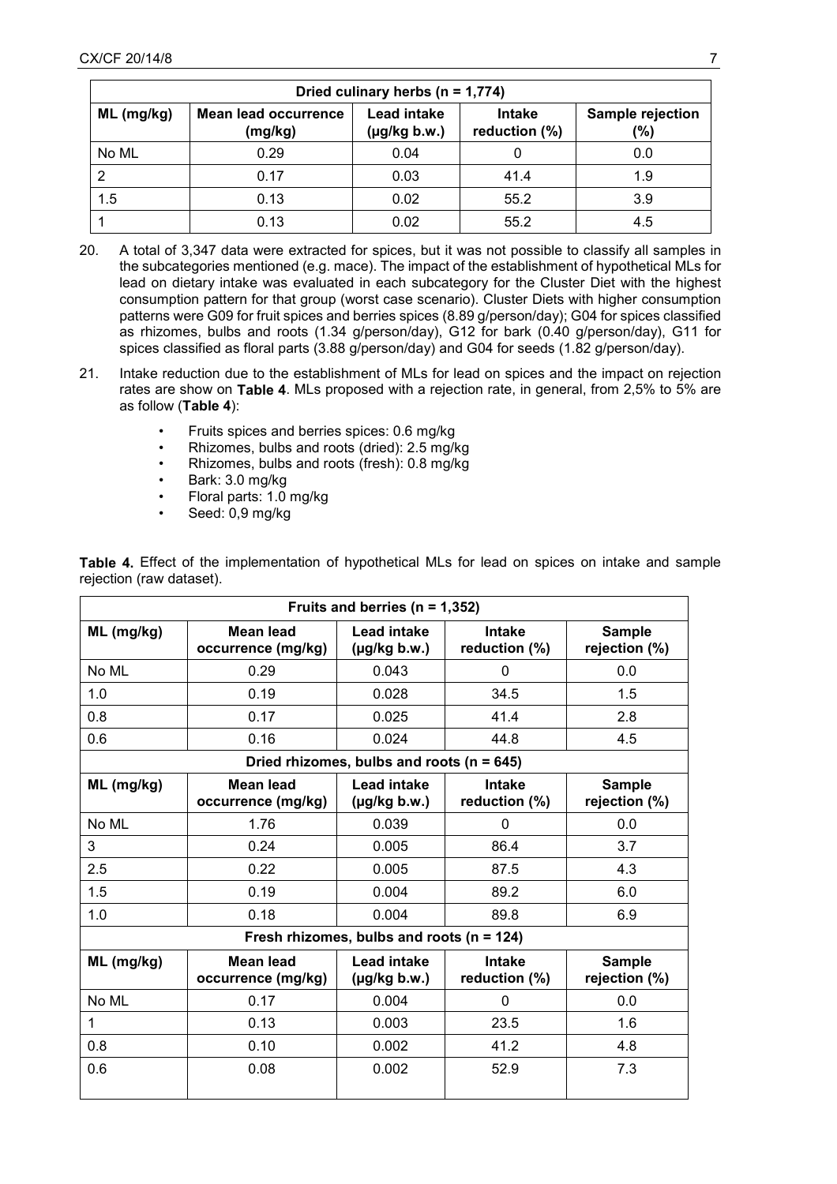| Dried culinary herbs (n = 1,774) | | | | |
|---|---|---|---|---|
| ML (mg/kg) | Mean lead occurrence (mg/kg) | Lead intake (µg/kg b.w.) | Intake reduction (%) | Sample rejection (%) |
| No ML | 0.29 | 0.04 | 0 | 0.0 |
| 2 | 0.17 | 0.03 | 41.4 | 1.9 |
| 1.5 | 0.13 | 0.02 | 55.2 | 3.9 |
| 1 | 0.13 | 0.02 | 55.2 | 4.5 |

20. A total of 3,347 data were extracted for spices, but it was not possible to classify all samples in the subcategories mentioned (e.g. mace). The impact of the establishment of hypothetical MLs for lead on dietary intake was evaluated in each subcategory for the Cluster Diet with the highest consumption pattern for that group (worst case scenario). Cluster Diets with higher consumption patterns were G09 for fruit spices and berries spices (8.89 g/person/day); G04 for spices classified as rhizomes, bulbs and roots (1.34 g/person/day), G12 for bark (0.40 g/person/day), G11 for spices classified as floral parts (3.88 g/person/day) and G04 for seeds (1.82 g/person/day).

21. Intake reduction due to the establishment of MLs for lead on spices and the impact on rejection rates are show on **Table 4**. MLs proposed with a rejection rate, in general, from 2,5% to 5% are as follow (**Table 4**):

- Fruits spices and berries spices: 0.6 mg/kg
- Rhizomes, bulbs and roots (dried): 2.5 mg/kg
- Rhizomes, bulbs and roots (fresh): 0.8 mg/kg
- Bark: 3.0 mg/kg
- Floral parts: 1.0 mg/kg
- Seed: 0,9 mg/kg

**Table 4.** Effect of the implementation of hypothetical MLs for lead on spices on intake and sample rejection (raw dataset).

| Fruits and berries (n = 1,352) | | | | |
|---|---|---|---|---|
| ML (mg/kg) | Mean lead occurrence (mg/kg) | Lead intake (µg/kg b.w.) | Intake reduction (%) | Sample rejection (%) |
| No ML | 0.29 | 0.043 | 0 | 0.0 |
| 1.0 | 0.19 | 0.028 | 34.5 | 1.5 |
| 0.8 | 0.17 | 0.025 | 41.4 | 2.8 |
| 0.6 | 0.16 | 0.024 | 44.8 | 4.5 |
| **Dried rhizomes, bulbs and roots (n = 645)** | | | | |
| ML (mg/kg) | Mean lead occurrence (mg/kg) | Lead intake (µg/kg b.w.) | Intake reduction (%) | Sample rejection (%) |
| No ML | 1.76 | 0.039 | 0 | 0.0 |
| 3 | 0.24 | 0.005 | 86.4 | 3.7 |
| 2.5 | 0.22 | 0.005 | 87.5 | 4.3 |
| 1.5 | 0.19 | 0.004 | 89.2 | 6.0 |
| 1.0 | 0.18 | 0.004 | 89.8 | 6.9 |
| **Fresh rhizomes, bulbs and roots (n = 124)** | | | | |
| ML (mg/kg) | Mean lead occurrence (mg/kg) | Lead intake (µg/kg b.w.) | Intake reduction (%) | Sample rejection (%) |
| No ML | 0.17 | 0.004 | 0 | 0.0 |
| 1 | 0.13 | 0.003 | 23.5 | 1.6 |
| 0.8 | 0.10 | 0.002 | 41.2 | 4.8 |
| 0.6 | 0.08 | 0.002 | 52.9 | 7.3 |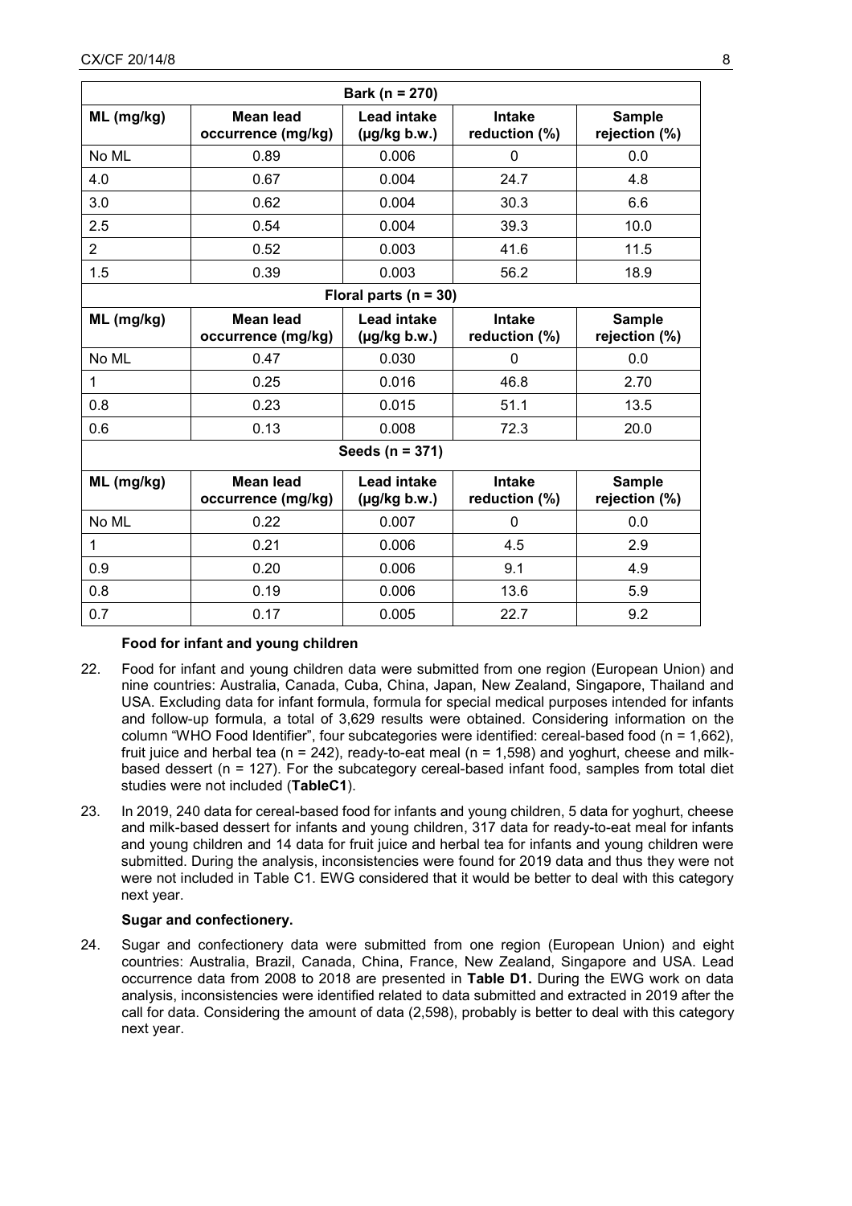| Bark (n = 270) | | | | |
|---|---|---|---|---|
| ML (mg/kg) | Mean lead occurrence (mg/kg) | Lead intake (µg/kg b.w.) | Intake reduction (%) | Sample rejection (%) |
| No ML | 0.89 | 0.006 | 0 | 0.0 |
| 4.0 | 0.67 | 0.004 | 24.7 | 4.8 |
| 3.0 | 0.62 | 0.004 | 30.3 | 6.6 |
| 2.5 | 0.54 | 0.004 | 39.3 | 10.0 |
| 2 | 0.52 | 0.003 | 41.6 | 11.5 |
| 1.5 | 0.39 | 0.003 | 56.2 | 18.9 |
| **Floral parts (n = 30)** | | | | |
| ML (mg/kg) | Mean lead occurrence (mg/kg) | Lead intake (µg/kg b.w.) | Intake reduction (%) | Sample rejection (%) |
| No ML | 0.47 | 0.030 | 0 | 0.0 |
| 1 | 0.25 | 0.016 | 46.8 | 2.70 |
| 0.8 | 0.23 | 0.015 | 51.1 | 13.5 |
| 0.6 | 0.13 | 0.008 | 72.3 | 20.0 |
| **Seeds (n = 371)** | | | | |
| ML (mg/kg) | Mean lead occurrence (mg/kg) | Lead intake (µg/kg b.w.) | Intake reduction (%) | Sample rejection (%) |
| No ML | 0.22 | 0.007 | 0 | 0.0 |
| 1 | 0.21 | 0.006 | 4.5 | 2.9 |
| 0.9 | 0.20 | 0.006 | 9.1 | 4.9 |
| 0.8 | 0.19 | 0.006 | 13.6 | 5.9 |
| 0.7 | 0.17 | 0.005 | 22.7 | 9.2 |

**Food for infant and young children**

22. Food for infant and young children data were submitted from one region (European Union) and nine countries: Australia, Canada, Cuba, China, Japan, New Zealand, Singapore, Thailand and USA. Excluding data for infant formula, formula for special medical purposes intended for infants and follow-up formula, a total of 3,629 results were obtained. Considering information on the column "WHO Food Identifier", four subcategories were identified: cereal-based food (n = 1,662), fruit juice and herbal tea (n = 242), ready-to-eat meal (n = 1,598) and yoghurt, cheese and milk-based dessert (n = 127). For the subcategory cereal-based infant food, samples from total diet studies were not included (**TableC1**).

23. In 2019, 240 data for cereal-based food for infants and young children, 5 data for yoghurt, cheese and milk-based dessert for infants and young children, 317 data for ready-to-eat meal for infants and young children and 14 data for fruit juice and herbal tea for infants and young children were submitted. During the analysis, inconsistencies were found for 2019 data and thus they were not were not included in Table C1. EWG considered that it would be better to deal with this category next year.

**Sugar and confectionery.**

24. Sugar and confectionery data were submitted from one region (European Union) and eight countries: Australia, Brazil, Canada, China, France, New Zealand, Singapore and USA. Lead occurrence data from 2008 to 2018 are presented in **Table D1.** During the EWG work on data analysis, inconsistencies were identified related to data submitted and extracted in 2019 after the call for data. Considering the amount of data (2,598), probably is better to deal with this category next year.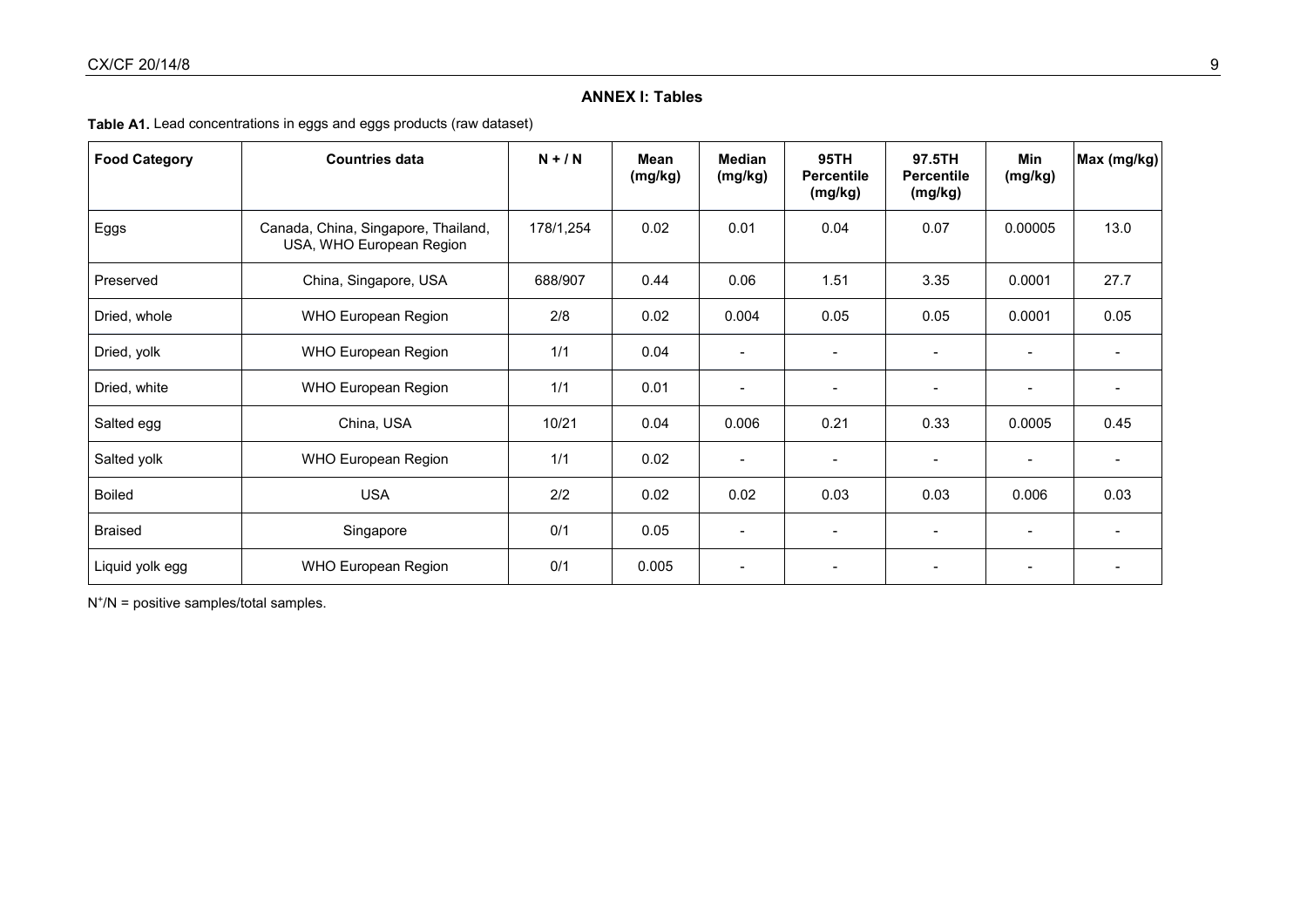## ANNEX I: Tables

**Table A1.** Lead concentrations in eggs and eggs products (raw dataset)

| Food Category | Countries data | N + / N | Mean (mg/kg) | Median (mg/kg) | 95TH Percentile (mg/kg) | 97.5TH Percentile (mg/kg) | Min (mg/kg) | Max (mg/kg) |
|---|---|---|---|---|---|---|---|---|
| Eggs | Canada, China, Singapore, Thailand, USA, WHO European Region | 178/1,254 | 0.02 | 0.01 | 0.04 | 0.07 | 0.00005 | 13.0 |
| Preserved | China, Singapore, USA | 688/907 | 0.44 | 0.06 | 1.51 | 3.35 | 0.0001 | 27.7 |
| Dried, whole | WHO European Region | 2/8 | 0.02 | 0.004 | 0.05 | 0.05 | 0.0001 | 0.05 |
| Dried, yolk | WHO European Region | 1/1 | 0.04 | - | - | - | - | - |
| Dried, white | WHO European Region | 1/1 | 0.01 | - | - | - | - | - |
| Salted egg | China, USA | 10/21 | 0.04 | 0.006 | 0.21 | 0.33 | 0.0005 | 0.45 |
| Salted yolk | WHO European Region | 1/1 | 0.02 | - | - | - | - | - |
| Boiled | USA | 2/2 | 0.02 | 0.02 | 0.03 | 0.03 | 0.006 | 0.03 |
| Braised | Singapore | 0/1 | 0.05 | - | - | - | - | - |
| Liquid yolk egg | WHO European Region | 0/1 | 0.005 | - | - | - | - | - |

$N^{+}/N$ = positive samples/total samples.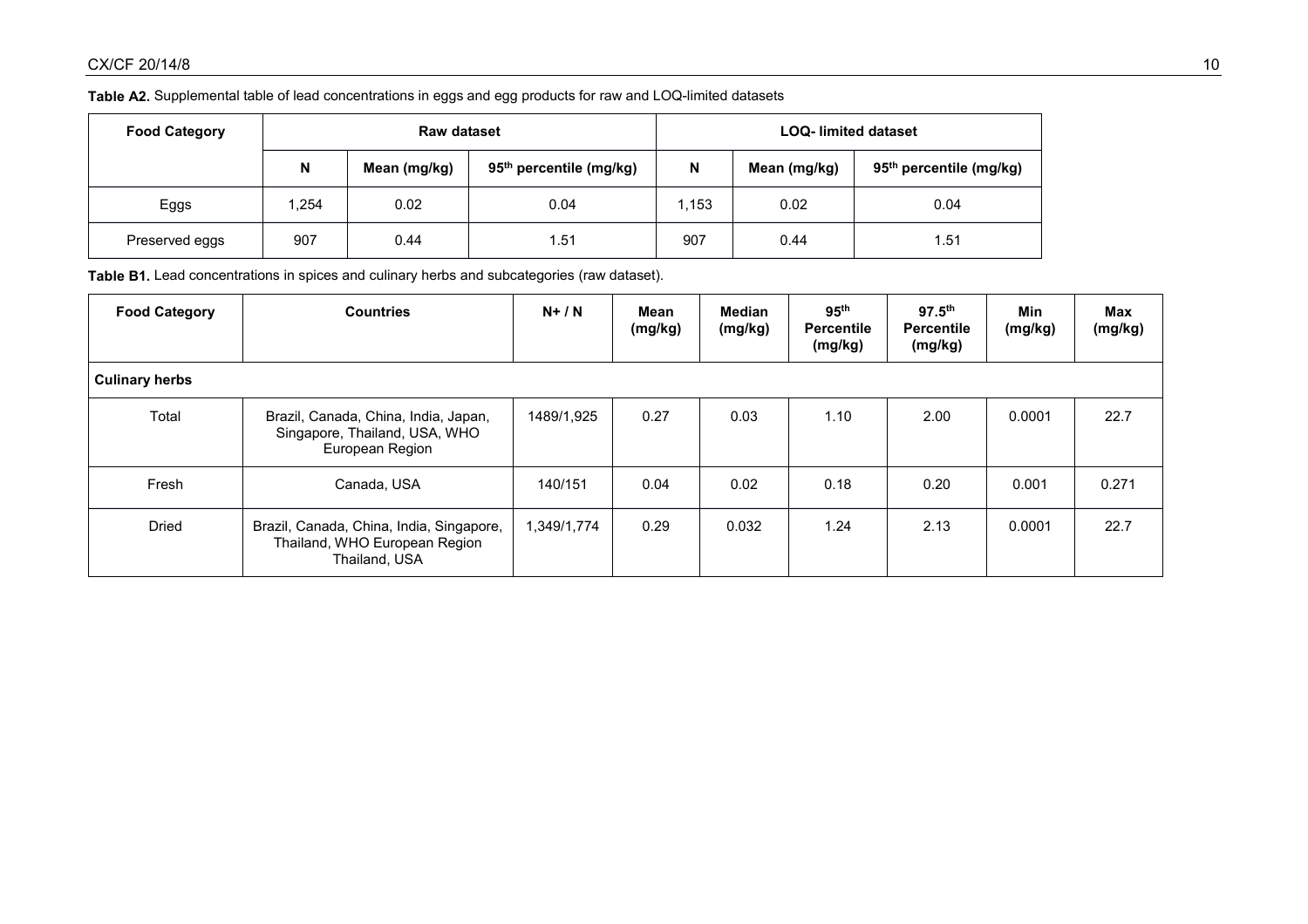**Table A2.** Supplemental table of lead concentrations in eggs and egg products for raw and LOQ-limited datasets

| Food Category | Raw dataset | | | LOQ- limited dataset | | |
|---|---|---|---|---|---|---|
| | N | Mean (mg/kg) | 95th percentile (mg/kg) | N | Mean (mg/kg) | 95th percentile (mg/kg) |
| Eggs | 1,254 | 0.02 | 0.04 | 1,153 | 0.02 | 0.04 |
| Preserved eggs | 907 | 0.44 | 1.51 | 907 | 0.44 | 1.51 |

**Table B1.** Lead concentrations in spices and culinary herbs and subcategories (raw dataset).

| Food Category | Countries | N+ / N | Mean (mg/kg) | Median (mg/kg) | 95th Percentile (mg/kg) | 97.5th Percentile (mg/kg) | Min (mg/kg) | Max (mg/kg) |
|---|---|---|---|---|---|---|---|---|
| **Culinary herbs** | | | | | | | | |
| Total | Brazil, Canada, China, India, Japan, Singapore, Thailand, USA, WHO European Region | 1489/1,925 | 0.27 | 0.03 | 1.10 | 2.00 | 0.0001 | 22.7 |
| Fresh | Canada, USA | 140/151 | 0.04 | 0.02 | 0.18 | 0.20 | 0.001 | 0.271 |
| Dried | Brazil, Canada, China, India, Singapore, Thailand, WHO European Region Thailand, USA | 1,349/1,774 | 0.29 | 0.032 | 1.24 | 2.13 | 0.0001 | 22.7 |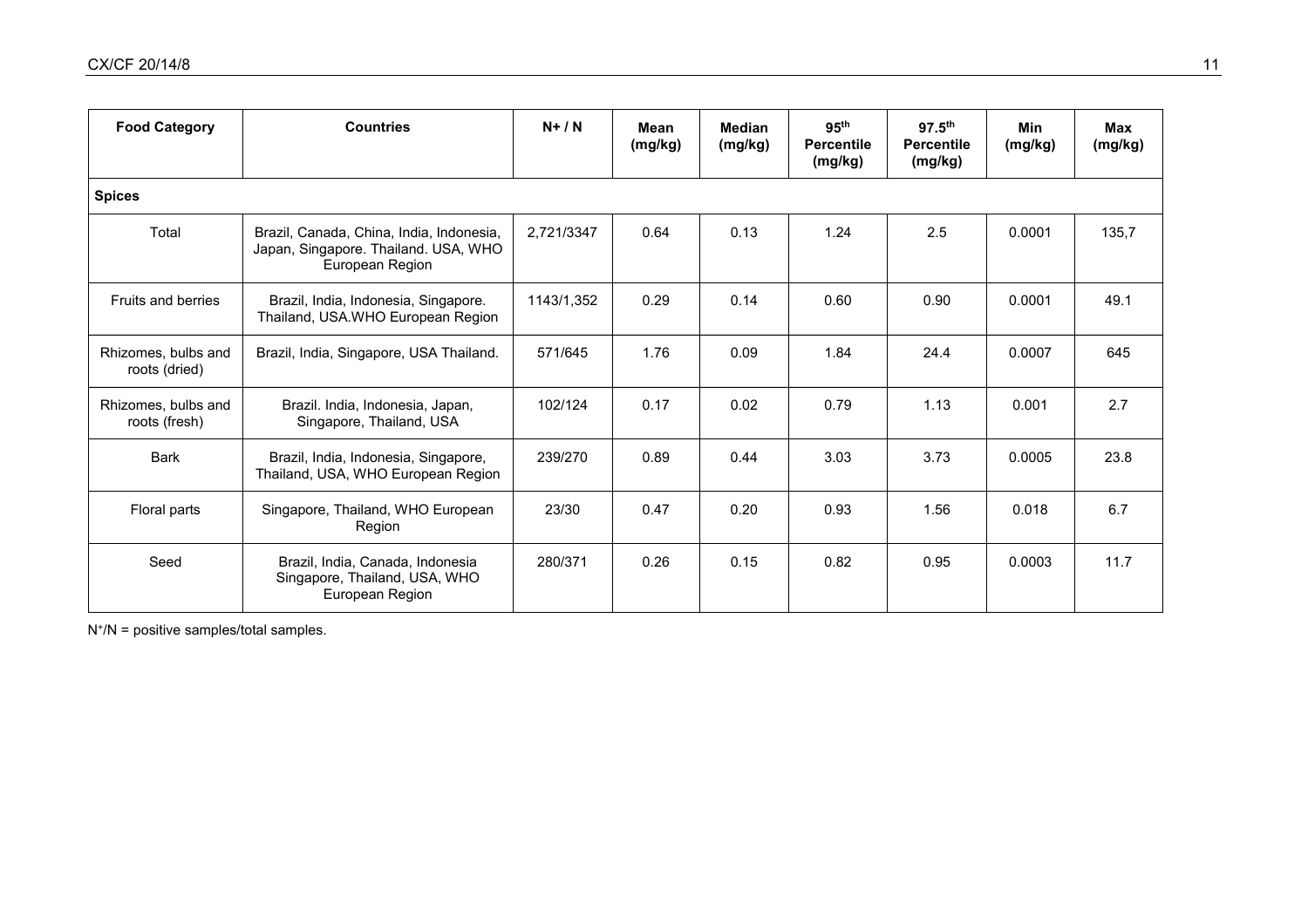| Food Category | Countries | N+ / N | Mean (mg/kg) | Median (mg/kg) | 95th Percentile (mg/kg) | 97.5th Percentile (mg/kg) | Min (mg/kg) | Max (mg/kg) |
|---|---|---|---|---|---|---|---|---|
| **Spices** | | | | | | | | |
| Total | Brazil, Canada, China, India, Indonesia, Japan, Singapore. Thailand. USA, WHO European Region | 2,721/3347 | 0.64 | 0.13 | 1.24 | 2.5 | 0.0001 | 135,7 |
| Fruits and berries | Brazil, India, Indonesia, Singapore. Thailand, USA.WHO European Region | 1143/1,352 | 0.29 | 0.14 | 0.60 | 0.90 | 0.0001 | 49.1 |
| Rhizomes, bulbs and roots (dried) | Brazil, India, Singapore, USA Thailand. | 571/645 | 1.76 | 0.09 | 1.84 | 24.4 | 0.0007 | 645 |
| Rhizomes, bulbs and roots (fresh) | Brazil. India, Indonesia, Japan, Singapore, Thailand, USA | 102/124 | 0.17 | 0.02 | 0.79 | 1.13 | 0.001 | 2.7 |
| Bark | Brazil, India, Indonesia, Singapore, Thailand, USA, WHO European Region | 239/270 | 0.89 | 0.44 | 3.03 | 3.73 | 0.0005 | 23.8 |
| Floral parts | Singapore, Thailand, WHO European Region | 23/30 | 0.47 | 0.20 | 0.93 | 1.56 | 0.018 | 6.7 |
| Seed | Brazil, India, Canada, Indonesia Singapore, Thailand, USA, WHO European Region | 280/371 | 0.26 | 0.15 | 0.82 | 0.95 | 0.0003 | 11.7 |

$N^+/N$ = positive samples/total samples.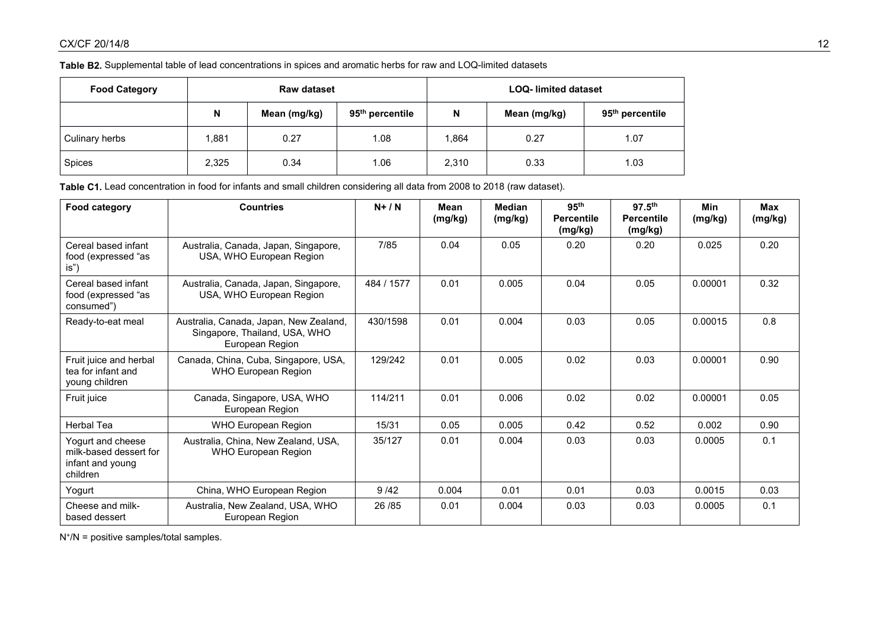**Table B2.** Supplemental table of lead concentrations in spices and aromatic herbs for raw and LOQ-limited datasets

| Food Category | Raw dataset | | | LOQ- limited dataset | | |
|---|---|---|---|---|---|---|
| | N | Mean (mg/kg) | 95th percentile | N | Mean (mg/kg) | 95th percentile |
| Culinary herbs | 1,881 | 0.27 | 1.08 | 1,864 | 0.27 | 1.07 |
| Spices | 2,325 | 0.34 | 1.06 | 2,310 | 0.33 | 1.03 |

**Table C1.** Lead concentration in food for infants and small children considering all data from 2008 to 2018 (raw dataset).

| Food category | Countries | N+ / N | Mean (mg/kg) | Median (mg/kg) | 95th Percentile (mg/kg) | 97.5th Percentile (mg/kg) | Min (mg/kg) | Max (mg/kg) |
|---|---|---|---|---|---|---|---|---|
| Cereal based infant food (expressed "as is") | Australia, Canada, Japan, Singapore, USA, WHO European Region | 7/85 | 0.04 | 0.05 | 0.20 | 0.20 | 0.025 | 0.20 |
| Cereal based infant food (expressed "as consumed") | Australia, Canada, Japan, Singapore, USA, WHO European Region | 484 / 1577 | 0.01 | 0.005 | 0.04 | 0.05 | 0.00001 | 0.32 |
| Ready-to-eat meal | Australia, Canada, Japan, New Zealand, Singapore, Thailand, USA, WHO European Region | 430/1598 | 0.01 | 0.004 | 0.03 | 0.05 | 0.00015 | 0.8 |
| Fruit juice and herbal tea for infant and young children | Canada, China, Cuba, Singapore, USA, WHO European Region | 129/242 | 0.01 | 0.005 | 0.02 | 0.03 | 0.00001 | 0.90 |
| Fruit juice | Canada, Singapore, USA, WHO European Region | 114/211 | 0.01 | 0.006 | 0.02 | 0.02 | 0.00001 | 0.05 |
| Herbal Tea | WHO European Region | 15/31 | 0.05 | 0.005 | 0.42 | 0.52 | 0.002 | 0.90 |
| Yogurt and cheese milk-based dessert for infant and young children | Australia, China, New Zealand, USA, WHO European Region | 35/127 | 0.01 | 0.004 | 0.03 | 0.03 | 0.0005 | 0.1 |
| Yogurt | China, WHO European Region | 9 /42 | 0.004 | 0.01 | 0.01 | 0.03 | 0.0015 | 0.03 |
| Cheese and milk-based dessert | Australia, New Zealand, USA, WHO European Region | 26 /85 | 0.01 | 0.004 | 0.03 | 0.03 | 0.0005 | 0.1 |

$N^+/N$ = positive samples/total samples.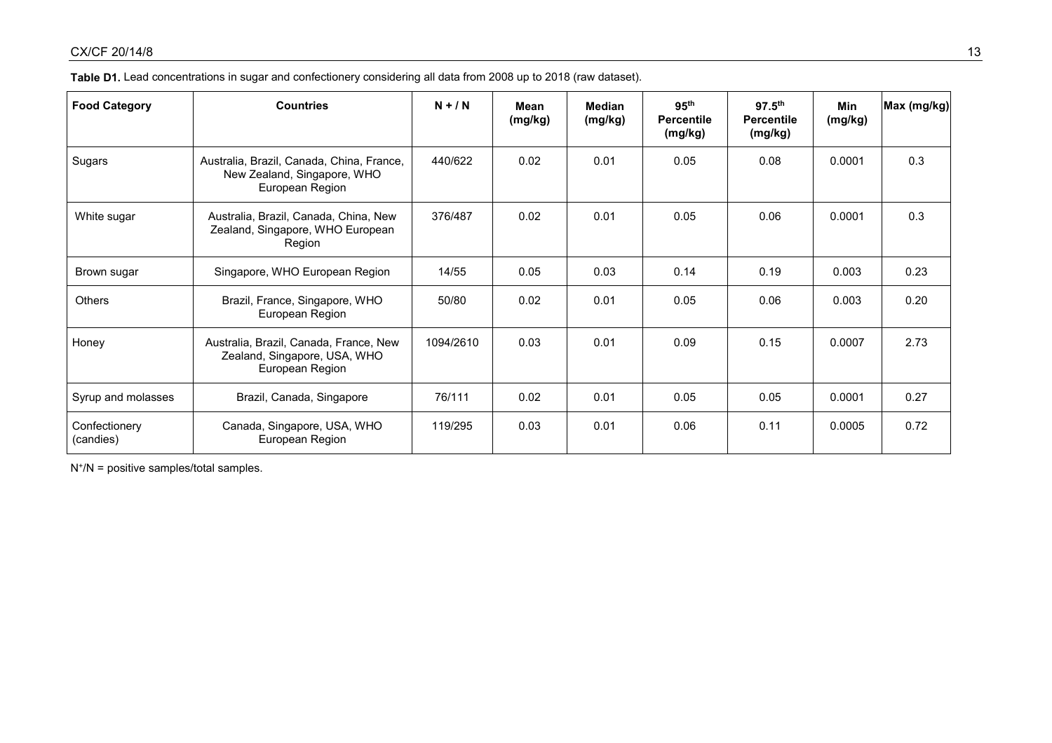**Table D1.** Lead concentrations in sugar and confectionery considering all data from 2008 up to 2018 (raw dataset).

| Food Category | Countries | N + / N | Mean (mg/kg) | Median (mg/kg) | 95th Percentile (mg/kg) | 97.5th Percentile (mg/kg) | Min (mg/kg) | Max (mg/kg) |
|---|---|---|---|---|---|---|---|---|
| Sugars | Australia, Brazil, Canada, China, France, New Zealand, Singapore, WHO European Region | 440/622 | 0.02 | 0.01 | 0.05 | 0.08 | 0.0001 | 0.3 |
| White sugar | Australia, Brazil, Canada, China, New Zealand, Singapore, WHO European Region | 376/487 | 0.02 | 0.01 | 0.05 | 0.06 | 0.0001 | 0.3 |
| Brown sugar | Singapore, WHO European Region | 14/55 | 0.05 | 0.03 | 0.14 | 0.19 | 0.003 | 0.23 |
| Others | Brazil, France, Singapore, WHO European Region | 50/80 | 0.02 | 0.01 | 0.05 | 0.06 | 0.003 | 0.20 |
| Honey | Australia, Brazil, Canada, France, New Zealand, Singapore, USA, WHO European Region | 1094/2610 | 0.03 | 0.01 | 0.09 | 0.15 | 0.0007 | 2.73 |
| Syrup and molasses | Brazil, Canada, Singapore | 76/111 | 0.02 | 0.01 | 0.05 | 0.05 | 0.0001 | 0.27 |
| Confectionery (candies) | Canada, Singapore, USA, WHO European Region | 119/295 | 0.03 | 0.01 | 0.06 | 0.11 | 0.0005 | 0.72 |

$N^+/N$ = positive samples/total samples.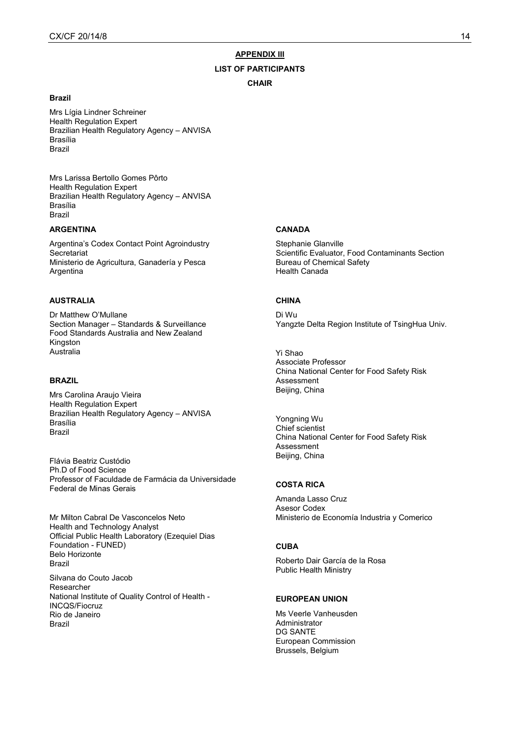## APPENDIX III

### LIST OF PARTICIPANTS

### CHAIR

**Brazil**

Mrs Lígia Lindner Schreiner
Health Regulation Expert
Brazilian Health Regulatory Agency – ANVISA
Brasília
Brazil

Mrs Larissa Bertollo Gomes Pôrto
Health Regulation Expert
Brazilian Health Regulatory Agency – ANVISA
Brasília
Brazil

**ARGENTINA**

Argentina's Codex Contact Point Agroindustry Secretariat
Ministerio de Agricultura, Ganadería y Pesca
Argentina

**AUSTRALIA**

Dr Matthew O'Mullane
Section Manager – Standards & Surveillance
Food Standards Australia and New Zealand
Kingston
Australia

**BRAZIL**

Mrs Carolina Araujo Vieira
Health Regulation Expert
Brazilian Health Regulatory Agency – ANVISA
Brasília
Brazil

Flávia Beatriz Custódio
Ph.D of Food Science
Professor of Faculdade de Farmácia da Universidade Federal de Minas Gerais

Mr Milton Cabral De Vasconcelos Neto
Health and Technology Analyst
Official Public Health Laboratory (Ezequiel Dias Foundation - FUNED)
Belo Horizonte
Brazil

Silvana do Couto Jacob
Researcher
National Institute of Quality Control of Health - INCQS/Fiocruz
Rio de Janeiro
Brazil

**CANADA**

Stephanie Glanville
Scientific Evaluator, Food Contaminants Section
Bureau of Chemical Safety
Health Canada

**CHINA**

Di Wu
Yangzte Delta Region Institute of TsingHua Univ.

Yi Shao
Associate Professor
China National Center for Food Safety Risk Assessment
Beijing, China

Yongning Wu
Chief scientist
China National Center for Food Safety Risk Assessment
Beijing, China

**COSTA RICA**

Amanda Lasso Cruz
Asesor Codex
Ministerio de Economía Industria y Comerico

**CUBA**

Roberto Dair García de la Rosa
Public Health Ministry

**EUROPEAN UNION**

Ms Veerle Vanheusden
Administrator
DG SANTE
European Commission
Brussels, Belgium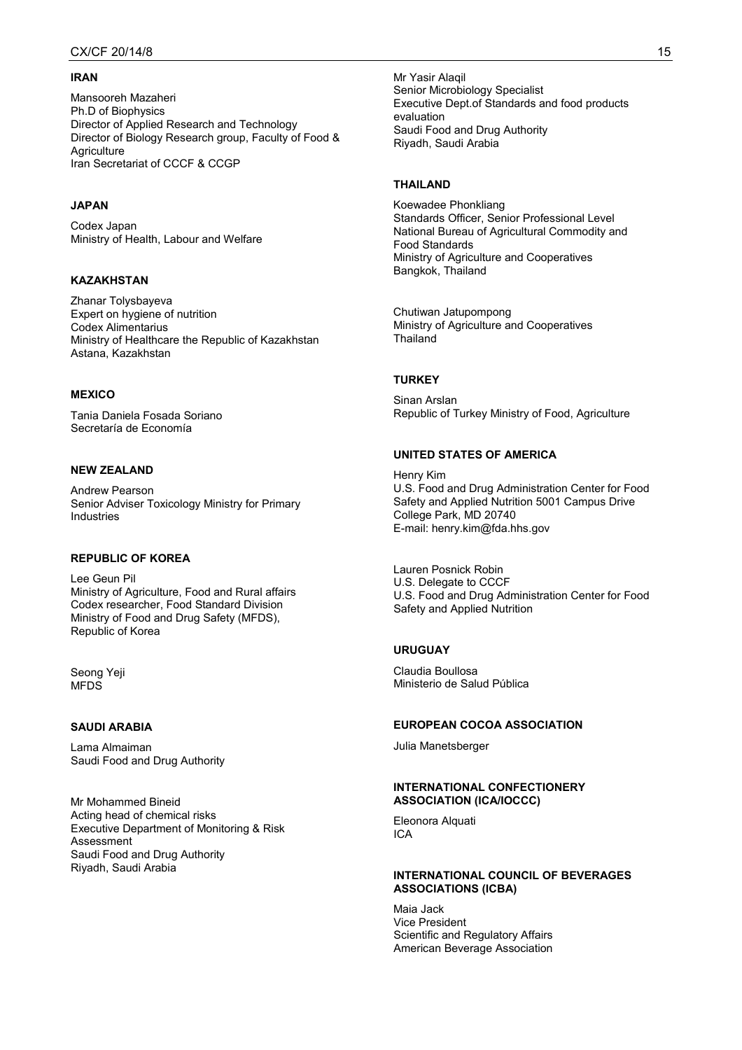**IRAN**

Mansooreh Mazaheri
Ph.D of Biophysics
Director of Applied Research and Technology
Director of Biology Research group, Faculty of Food & Agriculture
Iran Secretariat of CCCF & CCGP

**JAPAN**

Codex Japan
Ministry of Health, Labour and Welfare

**KAZAKHSTAN**

Zhanar Tolysbayeva
Expert on hygiene of nutrition
Codex Alimentarius
Ministry of Healthcare the Republic of Kazakhstan
Astana, Kazakhstan

**MEXICO**

Tania Daniela Fosada Soriano
Secretaría de Economía

**NEW ZEALAND**

Andrew Pearson
Senior Adviser Toxicology Ministry for Primary Industries

**REPUBLIC OF KOREA**

Lee Geun Pil
Ministry of Agriculture, Food and Rural affairs
Codex researcher, Food Standard Division
Ministry of Food and Drug Safety (MFDS),
Republic of Korea

Seong Yeji
MFDS

**SAUDI ARABIA**

Lama Almaiman
Saudi Food and Drug Authority

Mr Mohammed Bineid
Acting head of chemical risks
Executive Department of Monitoring & Risk Assessment
Saudi Food and Drug Authority
Riyadh, Saudi Arabia

Mr Yasir Alaqil
Senior Microbiology Specialist
Executive Dept.of Standards and food products evaluation
Saudi Food and Drug Authority
Riyadh, Saudi Arabia

**THAILAND**

Koewadee Phonkliang
Standards Officer, Senior Professional Level
National Bureau of Agricultural Commodity and Food Standards
Ministry of Agriculture and Cooperatives
Bangkok, Thailand

Chutiwan Jatupompong
Ministry of Agriculture and Cooperatives
Thailand

**TURKEY**

Sinan Arslan
Republic of Turkey Ministry of Food, Agriculture

**UNITED STATES OF AMERICA**

Henry Kim
U.S. Food and Drug Administration Center for Food Safety and Applied Nutrition 5001 Campus Drive
College Park, MD 20740
E-mail: henry.kim@fda.hhs.gov

Lauren Posnick Robin
U.S. Delegate to CCCF
U.S. Food and Drug Administration Center for Food Safety and Applied Nutrition

**URUGUAY**

Claudia Boullosa
Ministerio de Salud Pública

**EUROPEAN COCOA ASSOCIATION**

Julia Manetsberger

**INTERNATIONAL CONFECTIONERY ASSOCIATION (ICA/IOCCC)**

Eleonora Alquati
ICA

**INTERNATIONAL COUNCIL OF BEVERAGES ASSOCIATIONS (ICBA)**

Maia Jack
Vice President
Scientific and Regulatory Affairs
American Beverage Association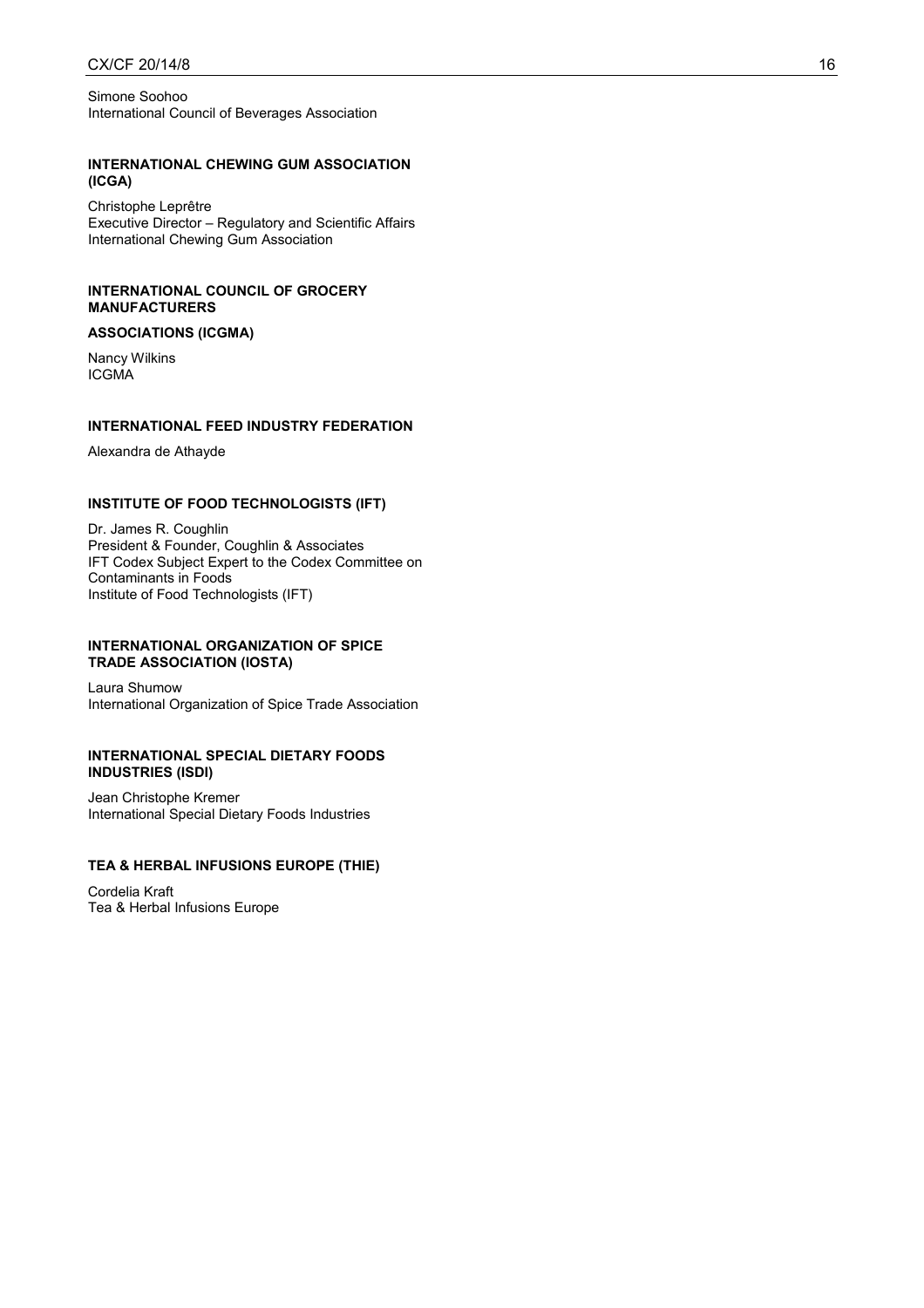Simone Soohoo
International Council of Beverages Association

**INTERNATIONAL CHEWING GUM ASSOCIATION (ICGA)**

Christophe Leprêtre
Executive Director – Regulatory and Scientific Affairs
International Chewing Gum Association

**INTERNATIONAL COUNCIL OF GROCERY MANUFACTURERS**

**ASSOCIATIONS (ICGMA)**

Nancy Wilkins
ICGMA

**INTERNATIONAL FEED INDUSTRY FEDERATION**

Alexandra de Athayde

**INSTITUTE OF FOOD TECHNOLOGISTS (IFT)**

Dr. James R. Coughlin
President & Founder, Coughlin & Associates
IFT Codex Subject Expert to the Codex Committee on Contaminants in Foods
Institute of Food Technologists (IFT)

**INTERNATIONAL ORGANIZATION OF SPICE TRADE ASSOCIATION (IOSTA)**

Laura Shumow
International Organization of Spice Trade Association

**INTERNATIONAL SPECIAL DIETARY FOODS INDUSTRIES (ISDI)**

Jean Christophe Kremer
International Special Dietary Foods Industries

**TEA & HERBAL INFUSIONS EUROPE (THIE)**

Cordelia Kraft
Tea & Herbal Infusions Europe